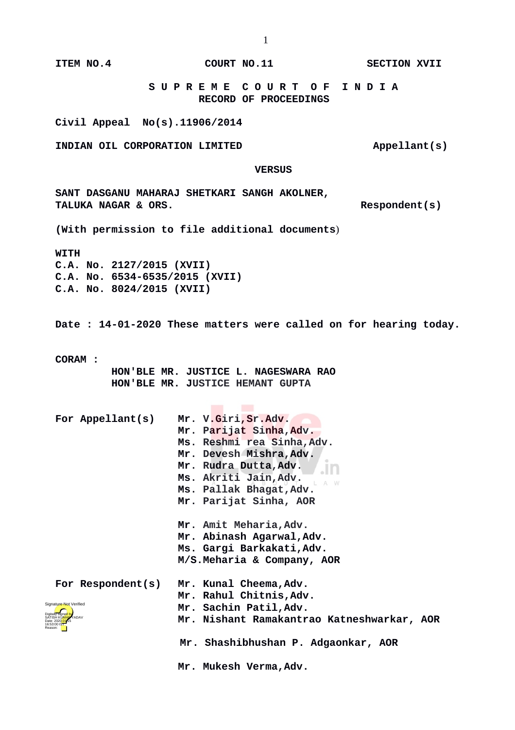ITEM NO.4 COURT NO.11 SECTION XVII

# S U P R E M E C O U R T O F I N D I A
## RECORD OF PROCEEDINGS

**Civil Appeal No(s).11906/2014**

**INDIAN OIL CORPORATION LIMITED** Appellant(s)

**VERSUS**

**SANT DASGANU MAHARAJ SHETKARI SANGH AKOLNER, TALUKA NAGAR & ORS.** Respondent(s)

**(With permission to file additional documents)**

**WITH**
**C.A. No. 2127/2015 (XVII)**
**C.A. No. 6534-6535/2015 (XVII)**
**C.A. No. 8024/2015 (XVII)**

**Date : 14-01-2020 These matters were called on for hearing today.**

**CORAM :**
**HON'BLE MR. JUSTICE L. NAGESWARA RAO**
**HON'BLE MR. JUSTICE HEMANT GUPTA**

**For Appellant(s)**
Mr. V.Giri,Sr.Adv.
Mr. Parijat Sinha,Adv.
Ms. Reshmi rea Sinha,Adv.
Mr. Devesh Mishra,Adv.
Mr. Rudra Dutta,Adv.
Ms. Akriti Jain,Adv.
Ms. Pallak Bhagat,Adv.
Mr. Parijat Sinha, AOR

Mr. Amit Meharia,Adv.
Mr. Abinash Agarwal,Adv.
Ms. Gargi Barkakati,Adv.
M/S.Meharia & Company, AOR

**For Respondent(s)**
Mr. Kunal Cheema,Adv.
Mr. Rahul Chitnis,Adv.
Mr. Sachin Patil,Adv.
Mr. Nishant Ramakantrao Katneshwarkar, AOR

Mr. Shashibhushan P. Adgaonkar, AOR

Mr. Mukesh Verma,Adv.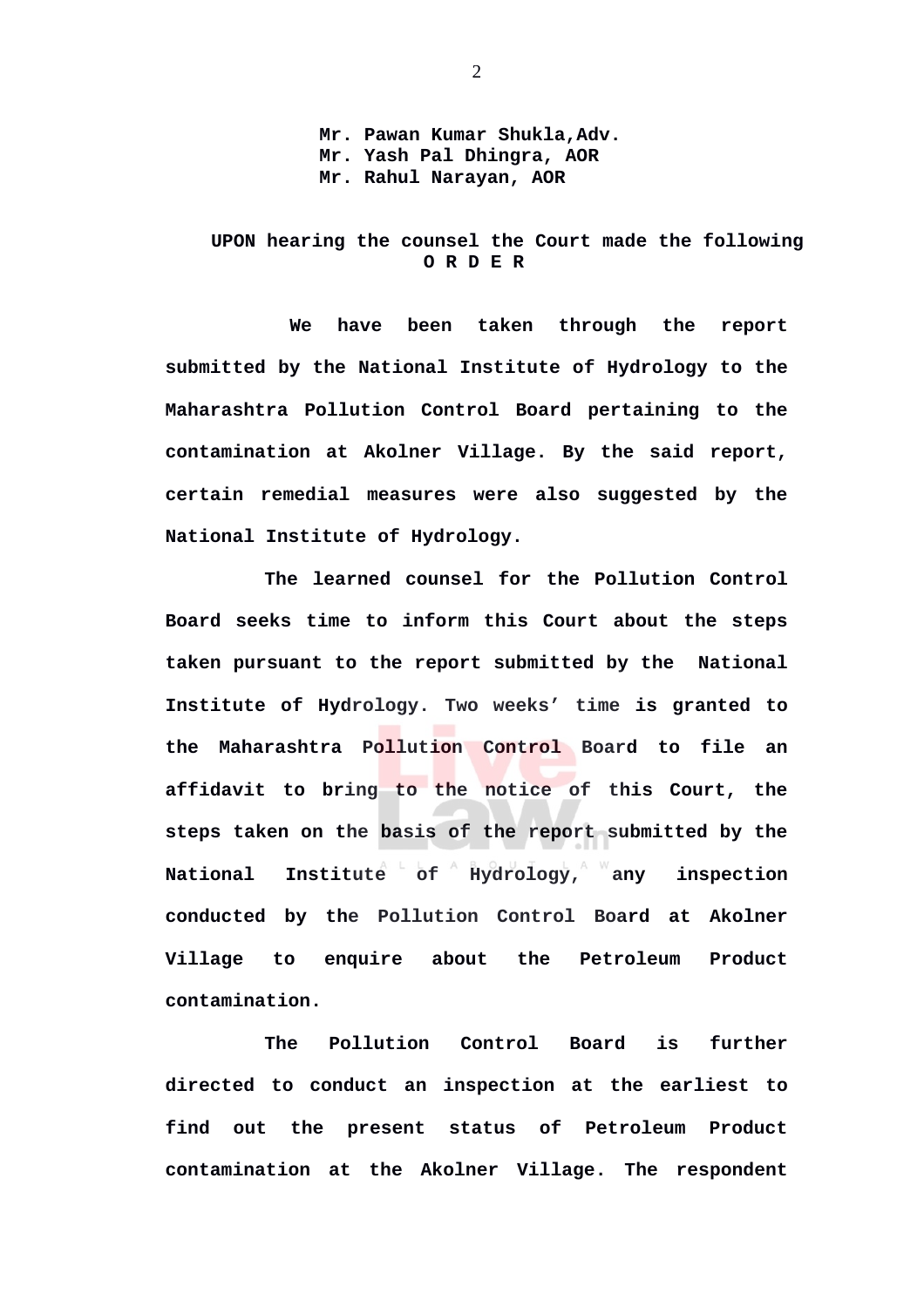**Mr. Pawan Kumar Shukla,Adv.**
**Mr. Yash Pal Dhingra, AOR**
**Mr. Rahul Narayan, AOR**

**UPON hearing the counsel the Court made the following**
**O R D E R**

**We have been taken through the report submitted by the National Institute of Hydrology to the Maharashtra Pollution Control Board pertaining to the contamination at Akolner Village. By the said report, certain remedial measures were also suggested by the National Institute of Hydrology.**

**The learned counsel for the Pollution Control Board seeks time to inform this Court about the steps taken pursuant to the report submitted by the National Institute of Hydrology. Two weeks' time is granted to the Maharashtra Pollution Control Board to file an affidavit to bring to the notice of this Court, the steps taken on the basis of the report submitted by the National Institute of Hydrology, any inspection conducted by the Pollution Control Board at Akolner Village to enquire about the Petroleum Product contamination.**

**The Pollution Control Board is further directed to conduct an inspection at the earliest to find out the present status of Petroleum Product contamination at the Akolner Village. The respondent**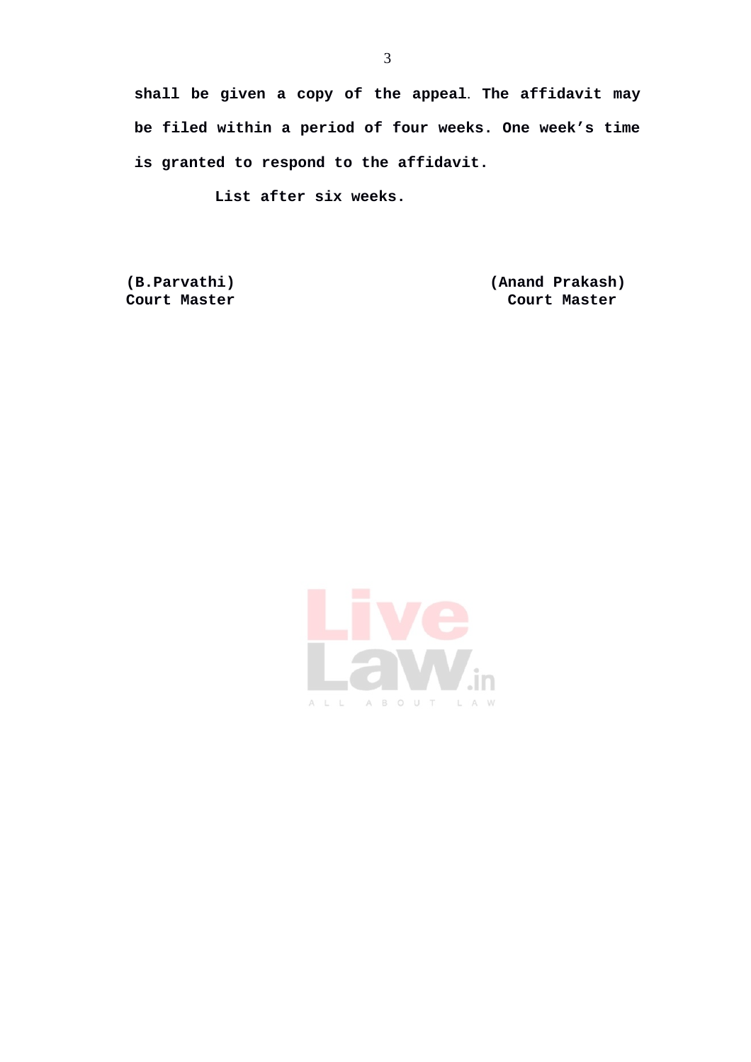**shall be given a copy of the appeal. The affidavit may be filed within a period of four weeks. One week's time is granted to respond to the affidavit.**

**List after six weeks.**

| | |
|---|---|
| **(B.Parvathi)** | **(Anand Prakash)** |
| **Court Master** | **Court Master** |